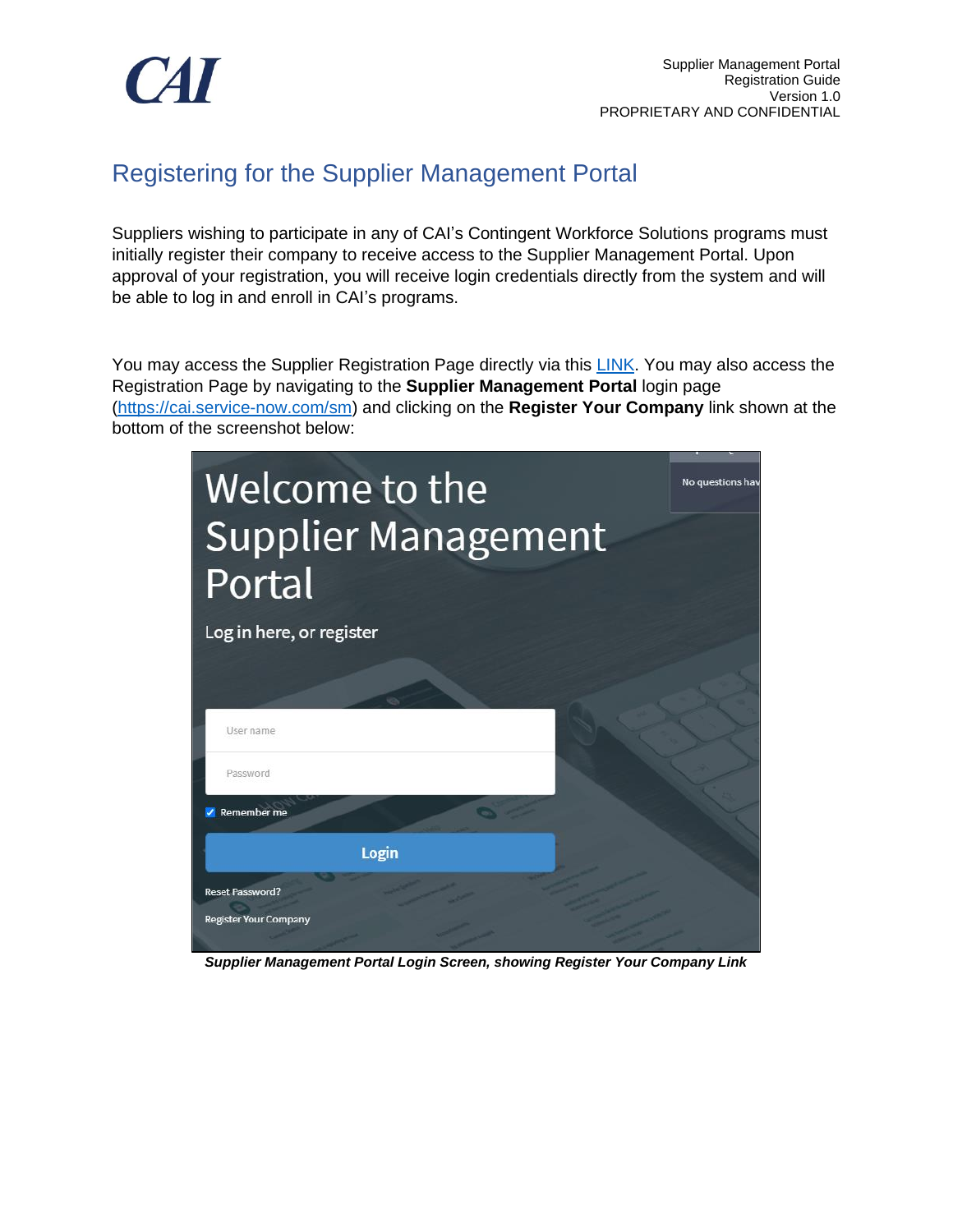# Registering for the Supplier Management Portal

Suppliers wishing to participate in any of CAI's Contingent Workforce Solutions programs must initially register their company to receive access to the Supplier Management Portal. Upon approval of your registration, you will receive login credentials directly from the system and will be able to log in and enroll in CAI's programs.

You may access the Supplier Registration Page directly via this [LINK](). You may also access the Registration Page by navigating to the **Supplier Management Portal** login page ([https://cai.service-now.com/sm](https://cai.service-now.com/sm)) and clicking on the **Register Your Company** link shown at the bottom of the screenshot below:

***Supplier Management Portal Login Screen, showing Register Your Company Link***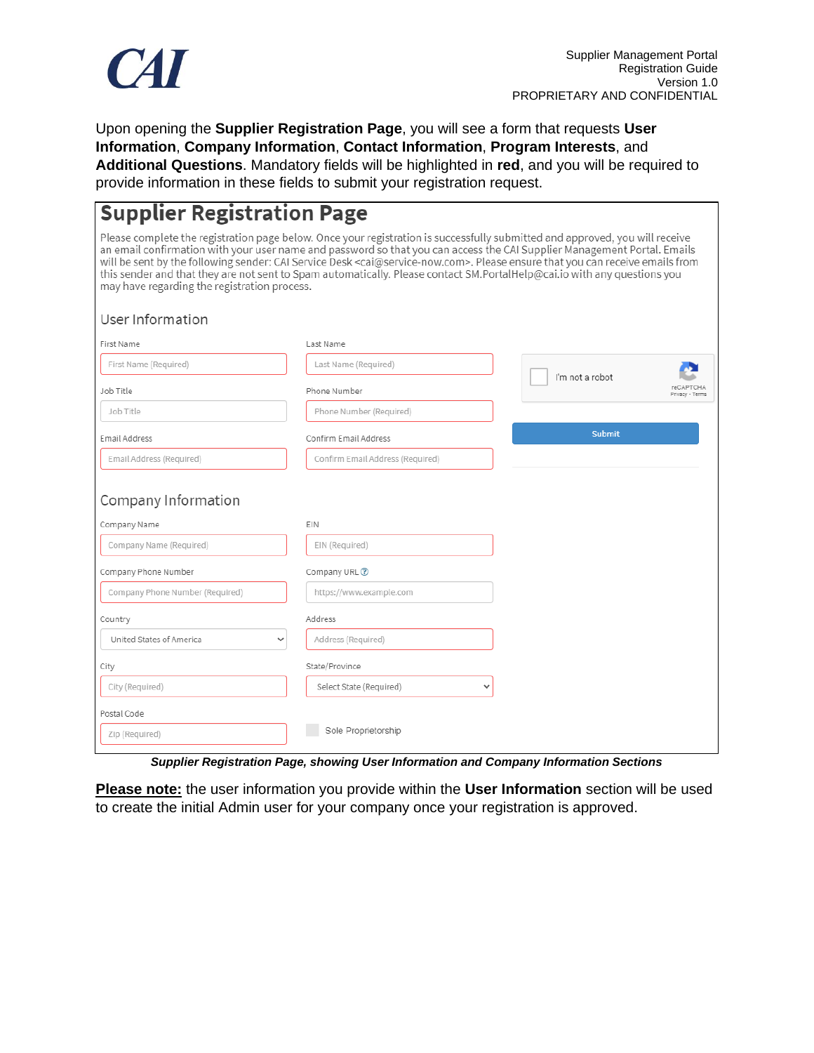Upon opening the **Supplier Registration Page**, you will see a form that requests **User Information**, **Company Information**, **Contact Information**, **Program Interests**, and **Additional Questions**. Mandatory fields will be highlighted in **red**, and you will be required to provide information in these fields to submit your registration request.

## Supplier Registration Page

Please complete the registration page below. Once your registration is successfully submitted and approved, you will receive an email confirmation with your user name and password so that you can access the CAI Supplier Management Portal. Emails will be sent by the following sender: CAI Service Desk <cai@service-now.com>. Please ensure that you can receive emails from this sender and that they are not sent to Spam automatically. Please contact SM.PortalHelp@cai.io with any questions you may have regarding the registration process.

### User Information

| Field | Placeholder |
|---|---|
| First Name | First Name (Required) |
| Last Name | Last Name (Required) |
| Job Title | Job Title |
| Phone Number | Phone Number (Required) |
| Email Address | Email Address (Required) |
| Confirm Email Address | Confirm Email Address (Required) |

I'm not a robot (reCAPTCHA, Privacy - Terms)

Submit

### Company Information

| Field | Placeholder |
|---|---|
| Company Name | Company Name (Required) |
| EIN | EIN (Required) |
| Company Phone Number | Company Phone Number (Required) |
| Company URL | https://www.example.com |
| Country | United States of America |
| Address | Address (Required) |
| City | City (Required) |
| State/Province | Select State (Required) |
| Postal Code | Zip (Required) |

Sole Proprietorship

*Supplier Registration Page, showing User Information and Company Information Sections*

**Please note:** the user information you provide within the **User Information** section will be used to create the initial Admin user for your company once your registration is approved.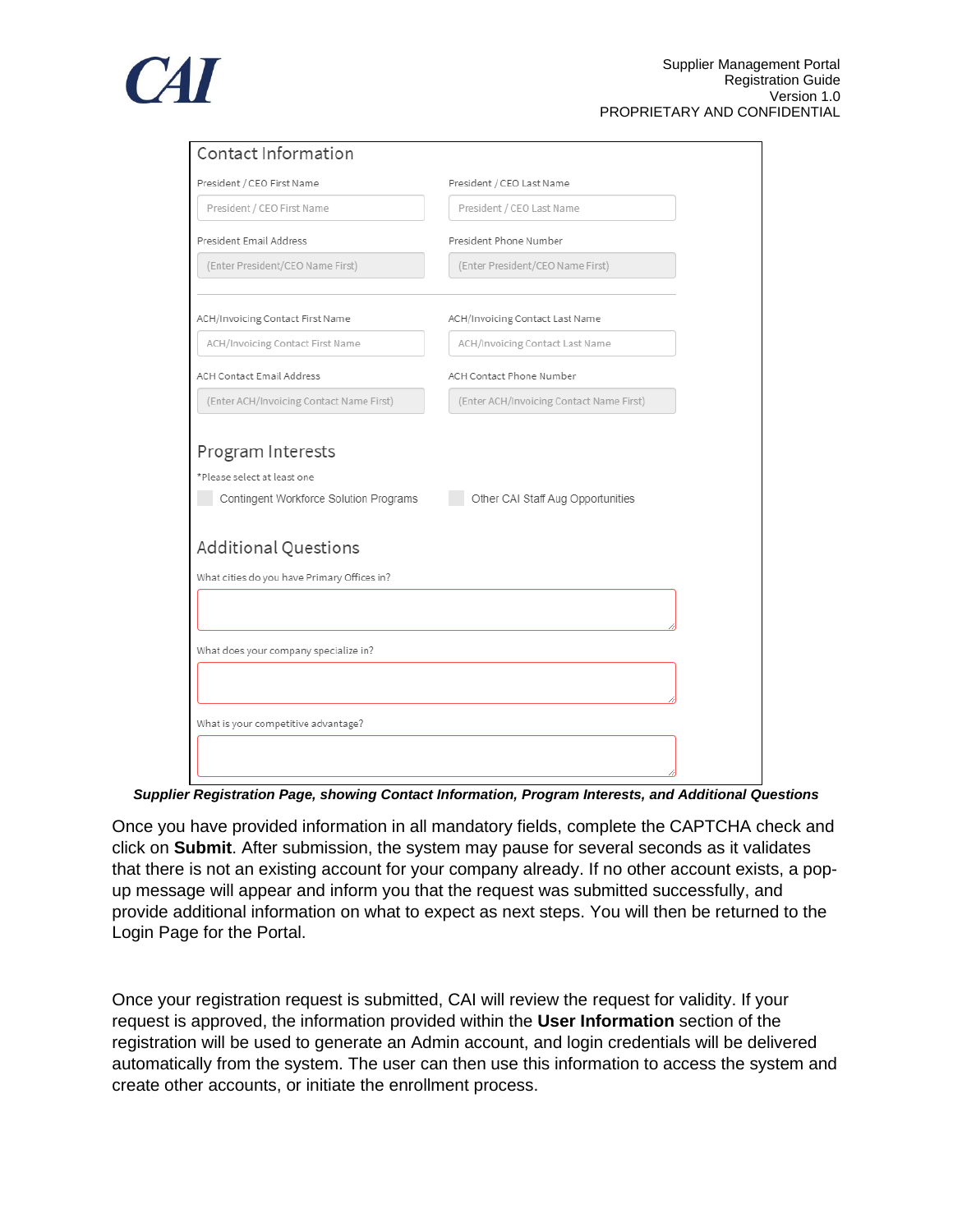## Contact Information

President / CEO First Name: President / CEO First Name

President / CEO Last Name: President / CEO Last Name

President Email Address: (Enter President/CEO Name First)

President Phone Number: (Enter President/CEO Name First)

ACH/Invoicing Contact First Name: ACH/Invoicing Contact First Name

ACH/Invoicing Contact Last Name: ACH/Invoicing Contact Last Name

ACH Contact Email Address: (Enter ACH/Invoicing Contact Name First)

ACH Contact Phone Number: (Enter ACH/Invoicing Contact Name First)

## Program Interests

*Please select at least one

- Contingent Workforce Solution Programs
- Other CAI Staff Aug Opportunities

## Additional Questions

What cities do you have Primary Offices in?

What does your company specialize in?

What is your competitive advantage?

***Supplier Registration Page, showing Contact Information, Program Interests, and Additional Questions***

Once you have provided information in all mandatory fields, complete the CAPTCHA check and click on **Submit**. After submission, the system may pause for several seconds as it validates that there is not an existing account for your company already. If no other account exists, a pop-up message will appear and inform you that the request was submitted successfully, and provide additional information on what to expect as next steps. You will then be returned to the Login Page for the Portal.

Once your registration request is submitted, CAI will review the request for validity. If your request is approved, the information provided within the **User Information** section of the registration will be used to generate an Admin account, and login credentials will be delivered automatically from the system. The user can then use this information to access the system and create other accounts, or initiate the enrollment process.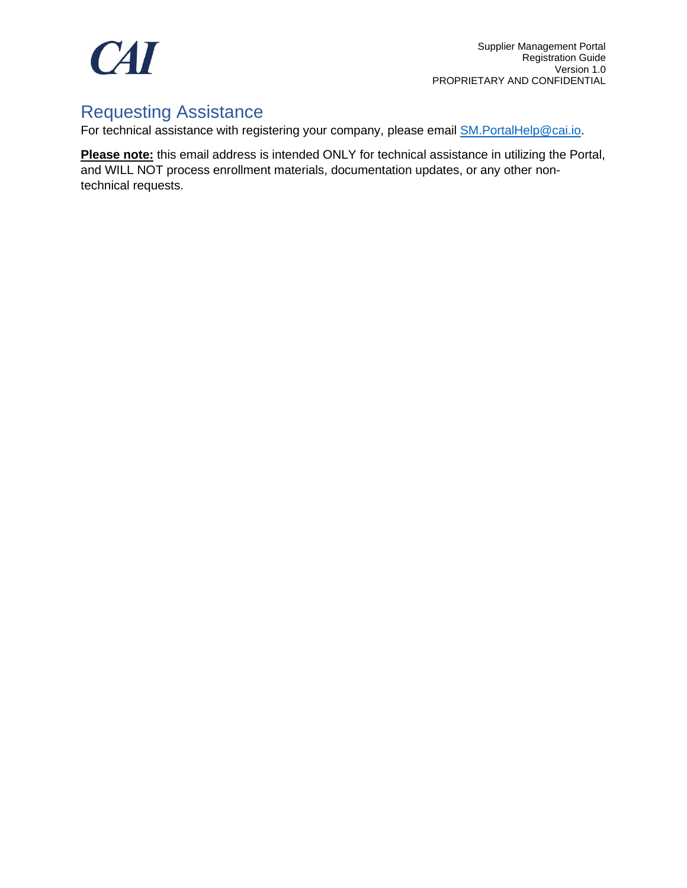# Requesting Assistance

For technical assistance with registering your company, please email SM.PortalHelp@cai.io.

**Please note:** this email address is intended ONLY for technical assistance in utilizing the Portal, and WILL NOT process enrollment materials, documentation updates, or any other non-technical requests.